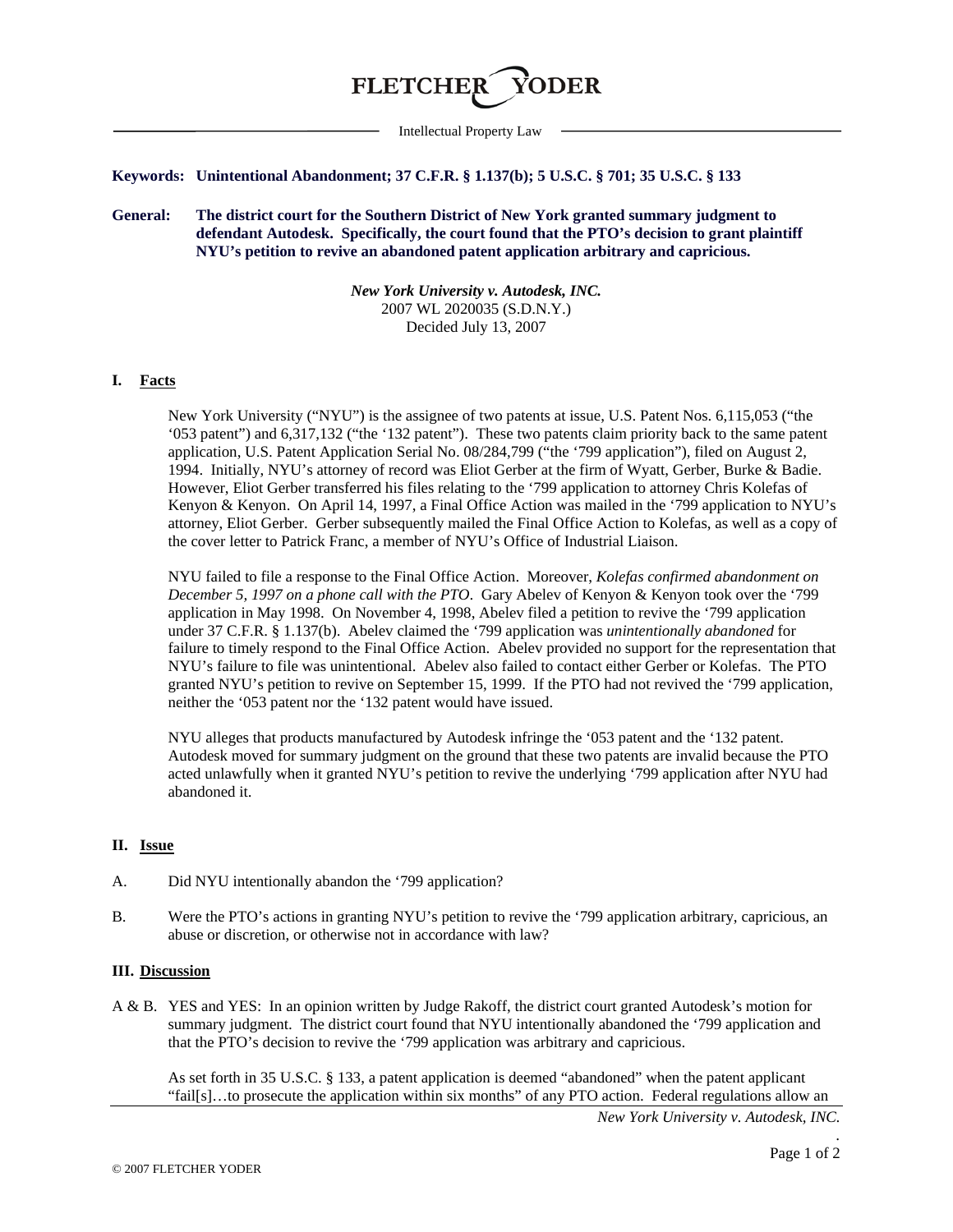# FLETCHER YODER

Intellectual Property Law

**Keywords: Unintentional Abandonment; 37 C.F.R. § 1.137(b); 5 U.S.C. § 701; 35 U.S.C. § 133**

**General: The district court for the Southern District of New York granted summary judgment to defendant Autodesk. Specifically, the court found that the PTO's decision to grant plaintiff NYU's petition to revive an abandoned patent application arbitrary and capricious.**

*New York University v. Autodesk, INC.*
2007 WL 2020035 (S.D.N.Y.)
Decided July 13, 2007

## I. Facts

New York University ("NYU") is the assignee of two patents at issue, U.S. Patent Nos. 6,115,053 ("the '053 patent") and 6,317,132 ("the '132 patent"). These two patents claim priority back to the same patent application, U.S. Patent Application Serial No. 08/284,799 ("the '799 application"), filed on August 2, 1994. Initially, NYU's attorney of record was Eliot Gerber at the firm of Wyatt, Gerber, Burke & Badie. However, Eliot Gerber transferred his files relating to the '799 application to attorney Chris Kolefas of Kenyon & Kenyon. On April 14, 1997, a Final Office Action was mailed in the '799 application to NYU's attorney, Eliot Gerber. Gerber subsequently mailed the Final Office Action to Kolefas, as well as a copy of the cover letter to Patrick Franc, a member of NYU's Office of Industrial Liaison.

NYU failed to file a response to the Final Office Action. Moreover, *Kolefas confirmed abandonment on December 5, 1997 on a phone call with the PTO*. Gary Abelev of Kenyon & Kenyon took over the '799 application in May 1998. On November 4, 1998, Abelev filed a petition to revive the '799 application under 37 C.F.R. § 1.137(b). Abelev claimed the '799 application was *unintentionally abandoned* for failure to timely respond to the Final Office Action. Abelev provided no support for the representation that NYU's failure to file was unintentional. Abelev also failed to contact either Gerber or Kolefas. The PTO granted NYU's petition to revive on September 15, 1999. If the PTO had not revived the '799 application, neither the '053 patent nor the '132 patent would have issued.

NYU alleges that products manufactured by Autodesk infringe the '053 patent and the '132 patent. Autodesk moved for summary judgment on the ground that these two patents are invalid because the PTO acted unlawfully when it granted NYU's petition to revive the underlying '799 application after NYU had abandoned it.

## II. Issue

A. Did NYU intentionally abandon the '799 application?

B. Were the PTO's actions in granting NYU's petition to revive the '799 application arbitrary, capricious, an abuse or discretion, or otherwise not in accordance with law?

## III. Discussion

A & B. YES and YES: In an opinion written by Judge Rakoff, the district court granted Autodesk's motion for summary judgment. The district court found that NYU intentionally abandoned the '799 application and that the PTO's decision to revive the '799 application was arbitrary and capricious.

As set forth in 35 U.S.C. § 133, a patent application is deemed "abandoned" when the patent applicant "fail[s]…to prosecute the application within six months" of any PTO action. Federal regulations allow an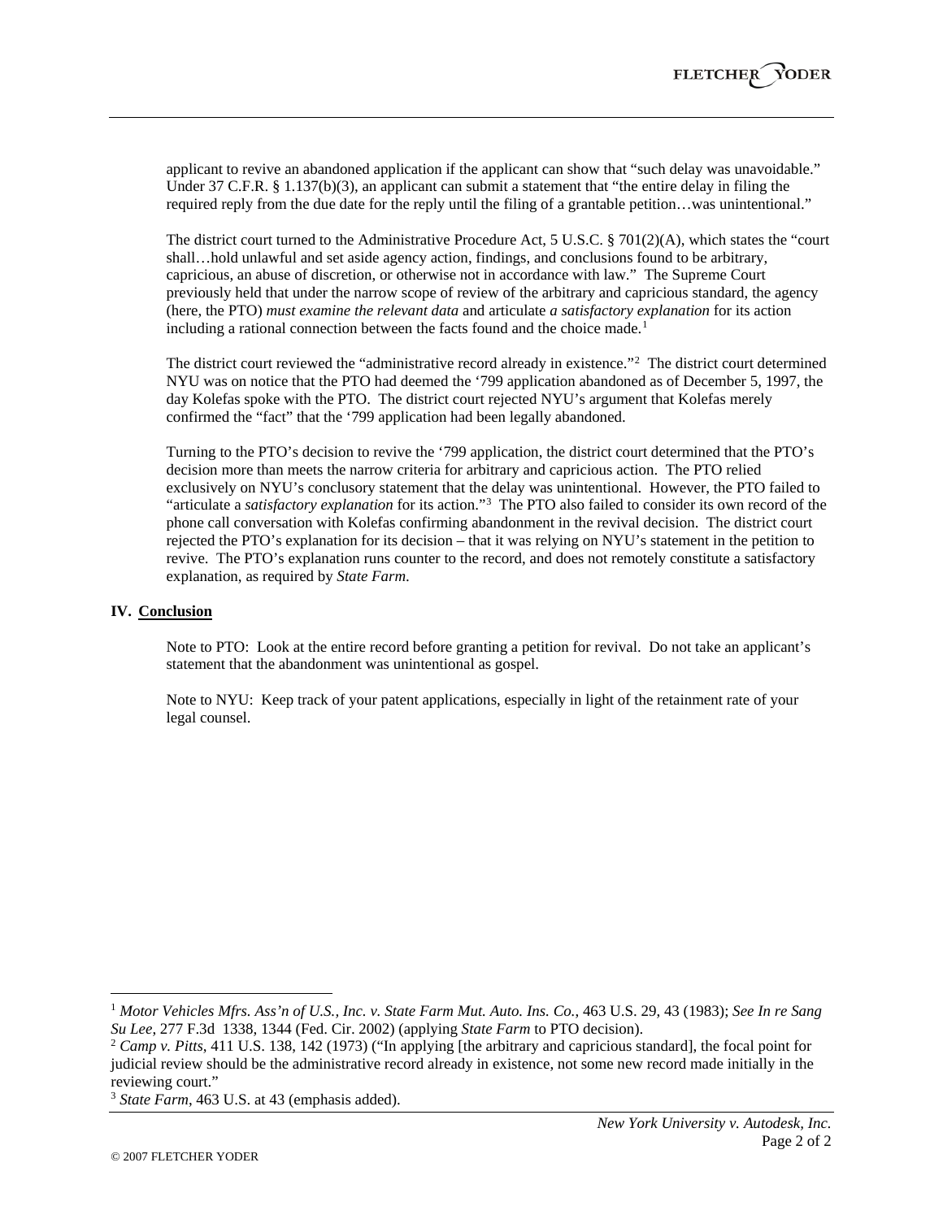applicant to revive an abandoned application if the applicant can show that "such delay was unavoidable." Under 37 C.F.R. § 1.137(b)(3), an applicant can submit a statement that "the entire delay in filing the required reply from the due date for the reply until the filing of a grantable petition…was unintentional."

The district court turned to the Administrative Procedure Act, 5 U.S.C. § 701(2)(A), which states the "court shall…hold unlawful and set aside agency action, findings, and conclusions found to be arbitrary, capricious, an abuse of discretion, or otherwise not in accordance with law." The Supreme Court previously held that under the narrow scope of review of the arbitrary and capricious standard, the agency (here, the PTO) *must examine the relevant data* and articulate *a satisfactory explanation* for its action including a rational connection between the facts found and the choice made.[1]

The district court reviewed the "administrative record already in existence."[2] The district court determined NYU was on notice that the PTO had deemed the '799 application abandoned as of December 5, 1997, the day Kolefas spoke with the PTO. The district court rejected NYU's argument that Kolefas merely confirmed the "fact" that the '799 application had been legally abandoned.

Turning to the PTO's decision to revive the '799 application, the district court determined that the PTO's decision more than meets the narrow criteria for arbitrary and capricious action. The PTO relied exclusively on NYU's conclusory statement that the delay was unintentional. However, the PTO failed to "articulate a *satisfactory explanation* for its action."[3] The PTO also failed to consider its own record of the phone call conversation with Kolefas confirming abandonment in the revival decision. The district court rejected the PTO's explanation for its decision – that it was relying on NYU's statement in the petition to revive. The PTO's explanation runs counter to the record, and does not remotely constitute a satisfactory explanation, as required by *State Farm*.

## IV. Conclusion

Note to PTO: Look at the entire record before granting a petition for revival. Do not take an applicant's statement that the abandonment was unintentional as gospel.

Note to NYU: Keep track of your patent applications, especially in light of the retainment rate of your legal counsel.

---

[1] *Motor Vehicles Mfrs. Ass'n of U.S., Inc. v. State Farm Mut. Auto. Ins. Co.*, 463 U.S. 29, 43 (1983); *See In re Sang Su Lee*, 277 F.3d 1338, 1344 (Fed. Cir. 2002) (applying *State Farm* to PTO decision).

[2] *Camp v. Pitts*, 411 U.S. 138, 142 (1973) ("In applying [the arbitrary and capricious standard], the focal point for judicial review should be the administrative record already in existence, not some new record made initially in the reviewing court."

[3] *State Farm*, 463 U.S. at 43 (emphasis added).